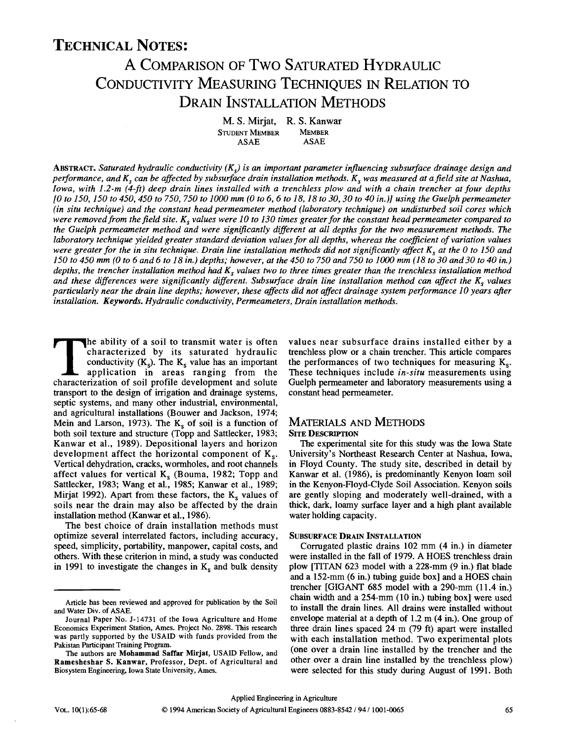# Technical Notes:

# A Comparison of Two Saturated Hydraulic Conductivity Measuring Techniques in Relation to Drain Installation Methods

M. S. Mirjat, R. S. Kanwar
Student Member ASAE, Member ASAE

**Abstract.** *Saturated hydraulic conductivity ($K_s$) is an important parameter influencing subsurface drainage design and performance, and $K_s$ can be affected by subsurface drain installation methods. $K_s$ was measured at a field site at Nashua, Iowa, with 1.2-m (4-ft) deep drain lines installed with a trenchless plow and with a chain trencher at four depths [0 to 150, 150 to 450, 450 to 750, 750 to 1000 mm (0 to 6, 6 to 18, 18 to 30, 30 to 40 in.)] using the Guelph permeameter (in situ technique) and the constant head permeameter method (laboratory technique) on undisturbed soil cores which were removed from the field site. $K_s$ values were 10 to 130 times greater for the constant head permeameter compared to the Guelph permeameter method and were significantly different at all depths for the two measurement methods. The laboratory technique yielded greater standard deviation values for all depths, whereas the coefficient of variation values were greater for the in situ technique. Drain line installation methods did not significantly affect $K_s$ at the 0 to 150 and 150 to 450 mm (0 to 6 and 6 to 18 in.) depths; however, at the 450 to 750 and 750 to 1000 mm (18 to 30 and 30 to 40 in.) depths, the trencher installation method had $K_s$ values two to three times greater than the trenchless installation method and these differences were significantly different. Subsurface drain line installation method can affect the $K_s$ values particularly near the drain line depths; however, these affects did not affect drainage system performance 10 years after installation.* **Keywords.** *Hydraulic conductivity, Permeameters, Drain installation methods.*

The ability of a soil to transmit water is often characterized by its saturated hydraulic conductivity ($K_s$). The $K_s$ value has an important application in areas ranging from the characterization of soil profile development and solute transport to the design of irrigation and drainage systems, septic systems, and many other industrial, environmental, and agricultural installations (Bouwer and Jackson, 1974; Mein and Larson, 1973). The $K_s$ of soil is a function of both soil texture and structure (Topp and Sattlecker, 1983; Kanwar et al., 1989). Depositional layers and horizon development affect the horizontal component of $K_s$. Vertical dehydration, cracks, wormholes, and root channels affect values for vertical $K_s$ (Bouma, 1982; Topp and Sattlecker, 1983; Wang et al., 1985; Kanwar et al., 1989; Mirjat 1992). Apart from these factors, the $K_s$ values of soils near the drain may also be affected by the drain installation method (Kanwar et al., 1986).

The best choice of drain installation methods must optimize several interrelated factors, including accuracy, speed, simplicity, portability, manpower, capital costs, and others. With these criterion in mind, a study was conducted in 1991 to investigate the changes in $K_s$ and bulk density values near subsurface drains installed either by a trenchless plow or a chain trencher. This article compares the performances of two techniques for measuring $K_s$. These techniques include *in-situ* measurements using Guelph permeameter and laboratory measurements using a constant head permeameter.

## Materials and Methods

### Site Description

The experimental site for this study was the Iowa State University's Northeast Research Center at Nashua, Iowa, in Floyd County. The study site, described in detail by Kanwar et al. (1986), is predominantly Kenyon loam soil in the Kenyon-Floyd-Clyde Soil Association. Kenyon soils are gently sloping and moderately well-drained, with a thick, dark, loamy surface layer and a high plant available water holding capacity.

### Subsurface Drain Installation

Corrugated plastic drains 102 mm (4 in.) in diameter were installed in the fall of 1979. A HOES trenchless drain plow [TITAN 623 model with a 228-mm (9 in.) flat blade and a 152-mm (6 in.) tubing guide box] and a HOES chain trencher [GIGANT 685 model with a 290-mm (11.4 in.) chain width and a 254-mm (10 in.) tubing box] were used to install the drain lines. All drains were installed without envelope material at a depth of 1.2 m (4 in.). One group of three drain lines spaced 24 m (79 ft) apart were installed with each installation method. Two experimental plots (one over a drain line installed by the trencher and the other over a drain line installed by the trenchless plow) were selected for this study during August of 1991. Both

---

Article has been reviewed and approved for publication by the Soil and Water Div. of ASAE.

Journal Paper No. J-14731 of the Iowa Agriculture and Home Economics Experiment Station, Ames. Project No. 2898. This research was partly supported by the USAID with funds provided from the Pakistan Participant Training Program.

The authors are **Mohammad Saffar Mirjat**, USAID Fellow, and **Rameshwar S. Kanwar**, Professor, Dept. of Agricultural and Biosystem Engineering, Iowa State University, Ames.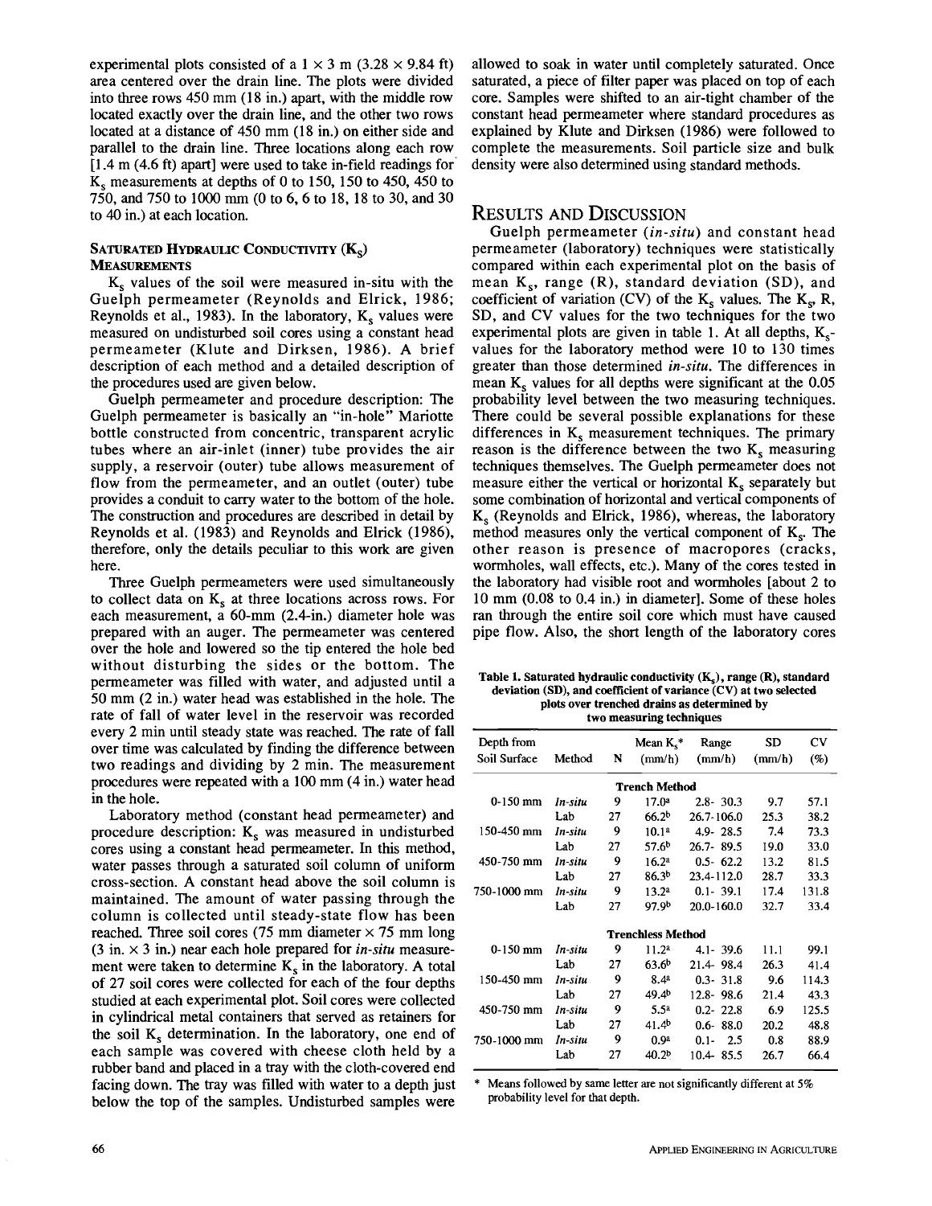experimental plots consisted of a 1 × 3 m (3.28 × 9.84 ft) area centered over the drain line. The plots were divided into three rows 450 mm (18 in.) apart, with the middle row located exactly over the drain line, and the other two rows located at a distance of 450 mm (18 in.) on either side and parallel to the drain line. Three locations along each row [1.4 m (4.6 ft) apart] were used to take in-field readings for $K_s$ measurements at depths of 0 to 150, 150 to 450, 450 to 750, and 750 to 1000 mm (0 to 6, 6 to 18, 18 to 30, and 30 to 40 in.) at each location.

### Saturated Hydraulic Conductivity ($K_s$) Measurements

$K_s$ values of the soil were measured in-situ with the Guelph permeameter (Reynolds and Elrick, 1986; Reynolds et al., 1983). In the laboratory, $K_s$ values were measured on undisturbed soil cores using a constant head permeameter (Klute and Dirksen, 1986). A brief description of each method and a detailed description of the procedures used are given below.

Guelph permeameter and procedure description: The Guelph permeameter is basically an "in-hole" Mariotte bottle constructed from concentric, transparent acrylic tubes where an air-inlet (inner) tube provides the air supply, a reservoir (outer) tube allows measurement of flow from the permeameter, and an outlet (outer) tube provides a conduit to carry water to the bottom of the hole. The construction and procedures are described in detail by Reynolds et al. (1983) and Reynolds and Elrick (1986), therefore, only the details peculiar to this work are given here.

Three Guelph permeameters were used simultaneously to collect data on $K_s$ at three locations across rows. For each measurement, a 60-mm (2.4-in.) diameter hole was prepared with an auger. The permeameter was centered over the hole and lowered so the tip entered the hole bed without disturbing the sides or the bottom. The permeameter was filled with water, and adjusted until a 50 mm (2 in.) water head was established in the hole. The rate of fall of water level in the reservoir was recorded every 2 min until steady state was reached. The rate of fall over time was calculated by finding the difference between two readings and dividing by 2 min. The measurement procedures were repeated with a 100 mm (4 in.) water head in the hole.

Laboratory method (constant head permeameter) and procedure description: $K_s$ was measured in undisturbed cores using a constant head permeameter. In this method, water passes through a saturated soil column of uniform cross-section. A constant head above the soil column is maintained. The amount of water passing through the column is collected until steady-state flow has been reached. Three soil cores (75 mm diameter × 75 mm long (3 in. × 3 in.) near each hole prepared for *in-situ* measurement were taken to determine $K_s$ in the laboratory. A total of 27 soil cores were collected for each of the four depths studied at each experimental plot. Soil cores were collected in cylindrical metal containers that served as retainers for the soil $K_s$ determination. In the laboratory, one end of each sample was covered with cheese cloth held by a rubber band and placed in a tray with the cloth-covered end facing down. The tray was filled with water to a depth just below the top of the samples. Undisturbed samples were allowed to soak in water until completely saturated. Once saturated, a piece of filter paper was placed on top of each core. Samples were shifted to an air-tight chamber of the constant head permeameter where standard procedures as explained by Klute and Dirksen (1986) were followed to complete the measurements. Soil particle size and bulk density were also determined using standard methods.

## Results and Discussion

Guelph permeameter (*in-situ*) and constant head permeameter (laboratory) techniques were statistically compared within each experimental plot on the basis of mean $K_s$, range (R), standard deviation (SD), and coefficient of variation (CV) of the $K_s$ values. The $K_s$, R, SD, and CV values for the two techniques for the two experimental plots are given in table 1. At all depths, $K_s$-values for the laboratory method were 10 to 130 times greater than those determined *in-situ*. The differences in mean $K_s$ values for all depths were significant at the 0.05 probability level between the two measuring techniques. There could be several possible explanations for these differences in $K_s$ measurement techniques. The primary reason is the difference between the two $K_s$ measuring techniques themselves. The Guelph permeameter does not measure either the vertical or horizontal $K_s$ separately but some combination of horizontal and vertical components of $K_s$ (Reynolds and Elrick, 1986), whereas, the laboratory method measures only the vertical component of $K_s$. The other reason is presence of macropores (cracks, wormholes, wall effects, etc.). Many of the cores tested in the laboratory had visible root and wormholes [about 2 to 10 mm (0.08 to 0.4 in.) in diameter]. Some of these holes ran through the entire soil core which must have caused pipe flow. Also, the short length of the laboratory cores

**Table 1. Saturated hydraulic conductivity ($K_s$), range (R), standard deviation (SD), and coefficient of variance (CV) at two selected plots over trenched drains as determined by two measuring techniques**

| Depth from Soil Surface | Method | N | Mean $K_s$* (mm/h) | Range (mm/h) | SD (mm/h) | CV (%) |
|---|---|---|---|---|---|---|
| **Trench Method** | | | | | | |
| 0-150 mm | *In-situ* | 9 | 17.0[a] | 2.8- 30.3 | 9.7 | 57.1 |
| | Lab | 27 | 66.2[b] | 26.7-106.0 | 25.3 | 38.2 |
| 150-450 mm | *In-situ* | 9 | 10.1[a] | 4.9- 28.5 | 7.4 | 73.3 |
| | Lab | 27 | 57.6[b] | 26.7- 89.5 | 19.0 | 33.0 |
| 450-750 mm | *In-situ* | 9 | 16.2[a] | 0.5- 62.2 | 13.2 | 81.5 |
| | Lab | 27 | 86.3[b] | 23.4-112.0 | 28.7 | 33.3 |
| 750-1000 mm | *In-situ* | 9 | 13.2[a] | 0.1- 39.1 | 17.4 | 131.8 |
| | Lab | 27 | 97.9[b] | 20.0-160.0 | 32.7 | 33.4 |
| **Trenchless Method** | | | | | | |
| 0-150 mm | *In-situ* | 9 | 11.2[a] | 4.1- 39.6 | 11.1 | 99.1 |
| | Lab | 27 | 63.6[b] | 21.4- 98.4 | 26.3 | 41.4 |
| 150-450 mm | *In-situ* | 9 | 8.4[a] | 0.3- 31.8 | 9.6 | 114.3 |
| | Lab | 27 | 49.4[b] | 12.8- 98.6 | 21.4 | 43.3 |
| 450-750 mm | *In-situ* | 9 | 5.5[a] | 0.2- 22.8 | 6.9 | 125.5 |
| | Lab | 27 | 41.4[b] | 0.6- 88.0 | 20.2 | 48.8 |
| 750-1000 mm | *In-situ* | 9 | 0.9[a] | 0.1- 2.5 | 0.8 | 88.9 |
| | Lab | 27 | 40.2[b] | 10.4- 85.5 | 26.7 | 66.4 |

\* Means followed by same letter are not significantly different at 5% probability level for that depth.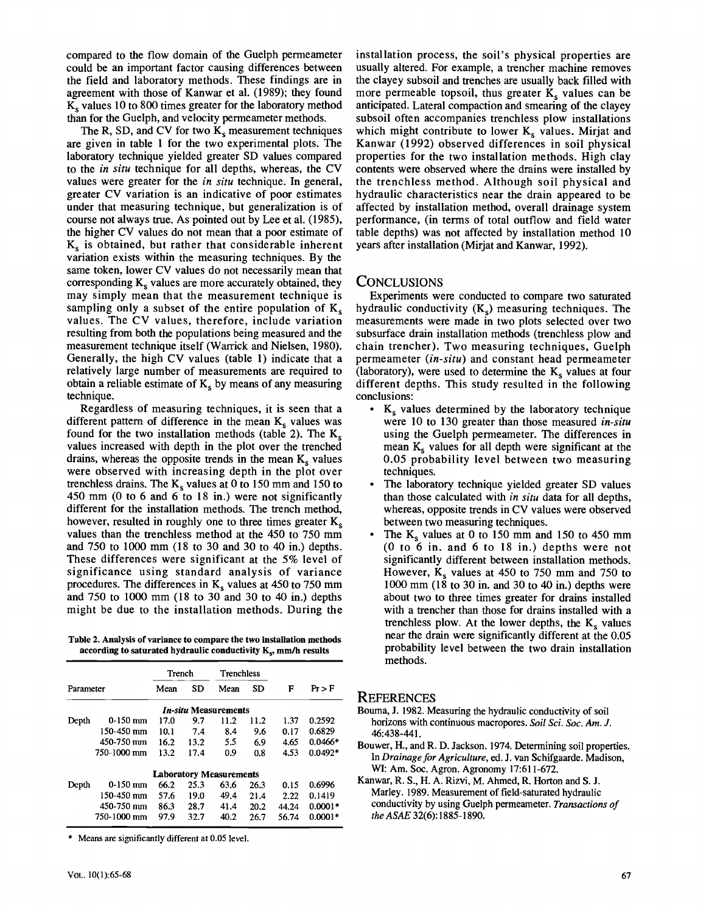compared to the flow domain of the Guelph permeameter could be an important factor causing differences between the field and laboratory methods. These findings are in agreement with those of Kanwar et al. (1989); they found $K_s$ values 10 to 800 times greater for the laboratory method than for the Guelph, and velocity permeameter methods.

The R, SD, and CV for two $K_s$ measurement techniques are given in table 1 for the two experimental plots. The laboratory technique yielded greater SD values compared to the *in situ* technique for all depths, whereas, the CV values were greater for the *in situ* technique. In general, greater CV variation is an indicative of poor estimates under that measuring technique, but generalization is of course not always true. As pointed out by Lee et al. (1985), the higher CV values do not mean that a poor estimate of $K_s$ is obtained, but rather that considerable inherent variation exists within the measuring techniques. By the same token, lower CV values do not necessarily mean that corresponding $K_s$ values are more accurately obtained, they may simply mean that the measurement technique is sampling only a subset of the entire population of $K_s$ values. The CV values, therefore, include variation resulting from both the populations being measured and the measurement technique itself (Warrick and Nielsen, 1980). Generally, the high CV values (table 1) indicate that a relatively large number of measurements are required to obtain a reliable estimate of $K_s$ by means of any measuring technique.

Regardless of measuring techniques, it is seen that a different pattern of difference in the mean $K_s$ values was found for the two installation methods (table 2). The $K_s$ values increased with depth in the plot over the trenched drains, whereas the opposite trends in the mean $K_s$ values were observed with increasing depth in the plot over trenchless drains. The $K_s$ values at 0 to 150 mm and 150 to 450 mm (0 to 6 and 6 to 18 in.) were not significantly different for the installation methods. The trench method, however, resulted in roughly one to three times greater $K_s$ values than the trenchless method at the 450 to 750 mm and 750 to 1000 mm (18 to 30 and 30 to 40 in.) depths. These differences were significant at the 5% level of significance using standard analysis of variance procedures. The differences in $K_s$ values at 450 to 750 mm and 750 to 1000 mm (18 to 30 and 30 to 40 in.) depths might be due to the installation methods. During the installation process, the soil's physical properties are usually altered. For example, a trencher machine removes the clayey subsoil and trenches are usually back filled with more permeable topsoil, thus greater $K_s$ values can be anticipated. Lateral compaction and smearing of the clayey subsoil often accompanies trenchless plow installations which might contribute to lower $K_s$ values. Mirjat and Kanwar (1992) observed differences in soil physical properties for the two installation methods. High clay contents were observed where the drains were installed by the trenchless method. Although soil physical and hydraulic characteristics near the drain appeared to be affected by installation method, overall drainage system performance, (in terms of total outflow and field water table depths) was not affected by installation method 10 years after installation (Mirjat and Kanwar, 1992).

**Table 2. Analysis of variance to compare the two installation methods according to saturated hydraulic conductivity $K_s$, mm/h results**

| Parameter | | Trench Mean | Trench SD | Trenchless Mean | Trenchless SD | F | Pr > F |
|---|---|---|---|---|---|---|---|
| | | ***In-situ* Measurements** | | | | | |
| Depth | 0-150 mm | 17.0 | 9.7 | 11.2 | 11.2 | 1.37 | 0.2592 |
| | 150-450 mm | 10.1 | 7.4 | 8.4 | 9.6 | 0.17 | 0.6829 |
| | 450-750 mm | 16.2 | 13.2 | 5.5 | 6.9 | 4.65 | 0.0466* |
| | 750-1000 mm | 13.2 | 17.4 | 0.9 | 0.8 | 4.53 | 0.0492* |
| | | **Laboratory Measurements** | | | | | |
| Depth | 0-150 mm | 66.2 | 25.3 | 63.6 | 26.3 | 0.15 | 0.6996 |
| | 150-450 mm | 57.6 | 19.0 | 49.4 | 21.4 | 2.22 | 0.1419 |
| | 450-750 mm | 86.3 | 28.7 | 41.4 | 20.2 | 44.24 | 0.0001* |
| | 750-1000 mm | 97.9 | 32.7 | 40.2 | 26.7 | 56.74 | 0.0001* |

\* Means are significantly different at 0.05 level.

## Conclusions

Experiments were conducted to compare two saturated hydraulic conductivity ($K_s$) measuring techniques. The measurements were made in two plots selected over two subsurface drain installation methods (trenchless plow and chain trencher). Two measuring techniques, Guelph permeameter (*in-situ*) and constant head permeameter (laboratory), were used to determine the $K_s$ values at four different depths. This study resulted in the following conclusions:

- $K_s$ values determined by the laboratory technique were 10 to 130 greater than those measured *in-situ* using the Guelph permeameter. The differences in mean $K_s$ values for all depth were significant at the 0.05 probability level between two measuring techniques.
- The laboratory technique yielded greater SD values than those calculated with *in situ* data for all depths, whereas, opposite trends in CV values were observed between two measuring techniques.
- The $K_s$ values at 0 to 150 mm and 150 to 450 mm (0 to 6 in. and 6 to 18 in.) depths were not significantly different between installation methods. However, $K_s$ values at 450 to 750 mm and 750 to 1000 mm (18 to 30 in. and 30 to 40 in.) depths were about two to three times greater for drains installed with a trencher than those for drains installed with a trenchless plow. At the lower depths, the $K_s$ values near the drain were significantly different at the 0.05 probability level between the two drain installation methods.

## References

Bouma, J. 1982. Measuring the hydraulic conductivity of soil horizons with continuous macropores. *Soil Sci. Soc. Am. J.* 46:438-441.

Bouwer, H., and R. D. Jackson. 1974. Determining soil properties. In *Drainage for Agriculture*, ed. J. van Schifgaarde. Madison, WI: Am. Soc. Agron. Agronomy 17:611-672.

Kanwar, R. S., H. A. Rizvi, M. Ahmed, R. Horton and S. J. Marley. 1989. Measurement of field-saturated hydraulic conductivity by using Guelph permeameter. *Transactions of the ASAE* 32(6):1885-1890.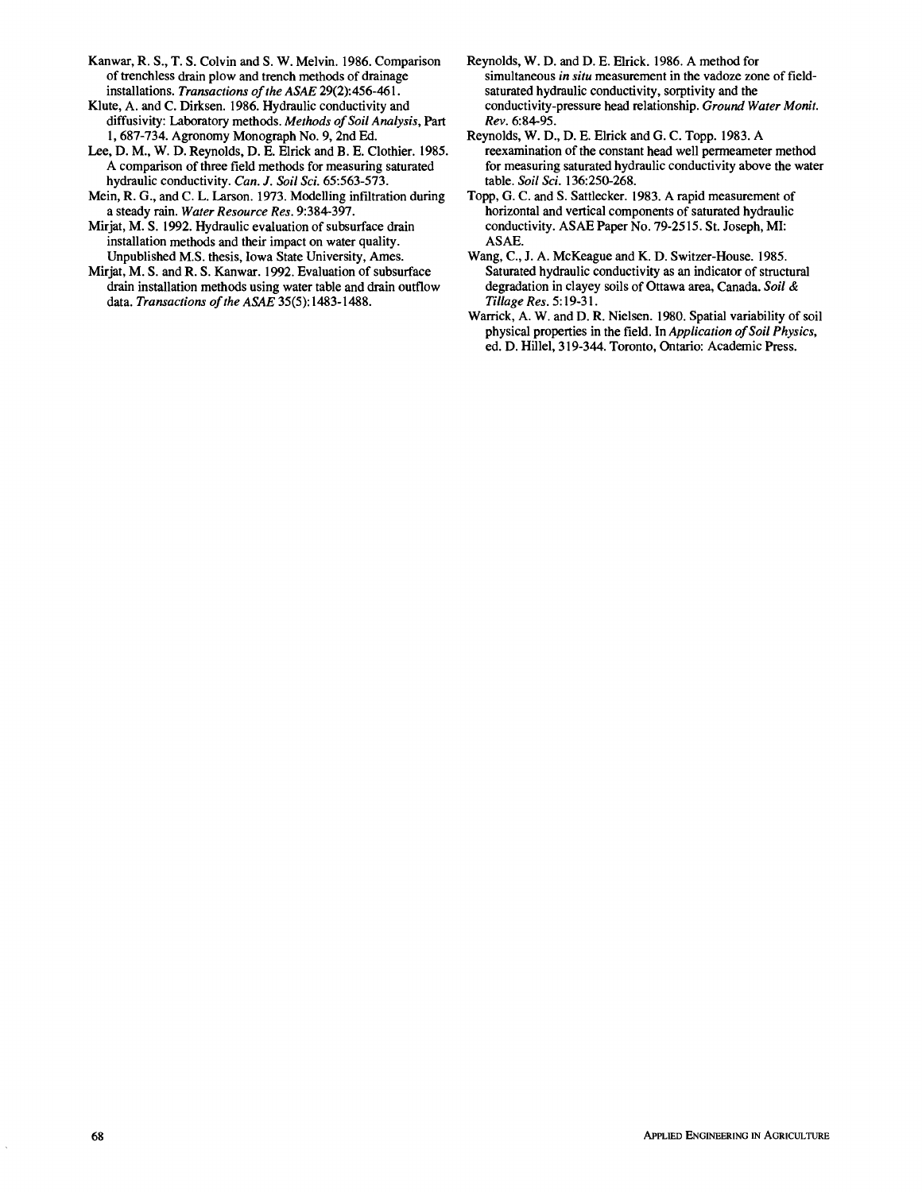Kanwar, R. S., T. S. Colvin and S. W. Melvin. 1986. Comparison of trenchless drain plow and trench methods of drainage installations. *Transactions of the ASAE* 29(2):456-461.

Klute, A. and C. Dirksen. 1986. Hydraulic conductivity and diffusivity: Laboratory methods. *Methods of Soil Analysis*, Part 1, 687-734. Agronomy Monograph No. 9, 2nd Ed.

Lee, D. M., W. D. Reynolds, D. E. Elrick and B. E. Clothier. 1985. A comparison of three field methods for measuring saturated hydraulic conductivity. *Can. J. Soil Sci.* 65:563-573.

Mein, R. G., and C. L. Larson. 1973. Modelling infiltration during a steady rain. *Water Resource Res.* 9:384-397.

Mirjat, M. S. 1992. Hydraulic evaluation of subsurface drain installation methods and their impact on water quality. Unpublished M.S. thesis, Iowa State University, Ames.

Mirjat, M. S. and R. S. Kanwar. 1992. Evaluation of subsurface drain installation methods using water table and drain outflow data. *Transactions of the ASAE* 35(5):1483-1488.

Reynolds, W. D. and D. E. Elrick. 1986. A method for simultaneous *in situ* measurement in the vadoze zone of field-saturated hydraulic conductivity, sorptivity and the conductivity-pressure head relationship. *Ground Water Monit. Rev.* 6:84-95.

Reynolds, W. D., D. E. Elrick and G. C. Topp. 1983. A reexamination of the constant head well permeameter method for measuring saturated hydraulic conductivity above the water table. *Soil Sci.* 136:250-268.

Topp, G. C. and S. Sattlecker. 1983. A rapid measurement of horizontal and vertical components of saturated hydraulic conductivity. ASAE Paper No. 79-2515. St. Joseph, MI: ASAE.

Wang, C., J. A. McKeague and K. D. Switzer-House. 1985. Saturated hydraulic conductivity as an indicator of structural degradation in clayey soils of Ottawa area, Canada. *Soil & Tillage Res.* 5:19-31.

Warrick, A. W. and D. R. Nielsen. 1980. Spatial variability of soil physical properties in the field. In *Application of Soil Physics*, ed. D. Hillel, 319-344. Toronto, Ontario: Academic Press.